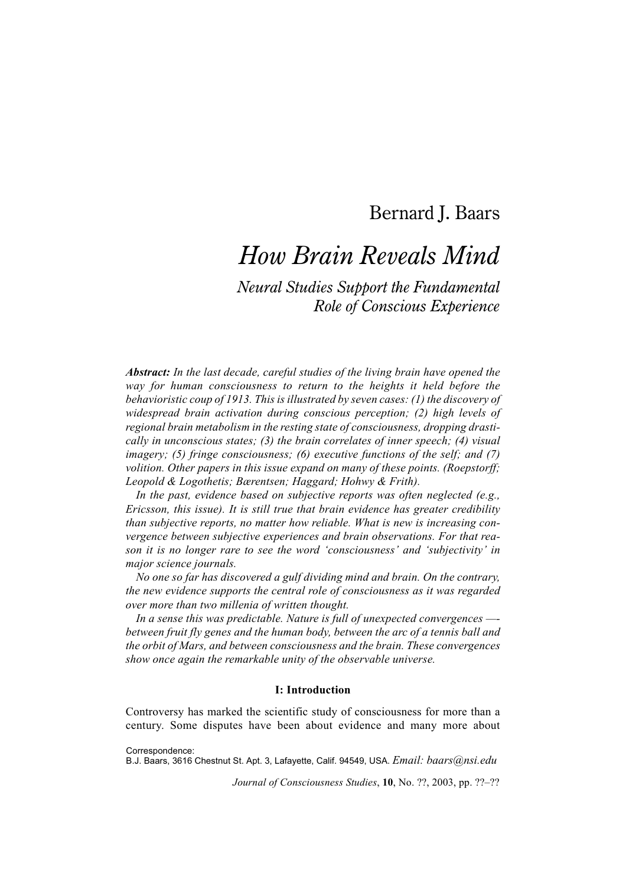Bernard J. Baars

# *How Brain Reveals Mind*

### *Neural Studies Support the Fundamental Role of Conscious Experience*

***Abstract:*** *In the last decade, careful studies of the living brain have opened the way for human consciousness to return to the heights it held before the behavioristic coup of 1913. This is illustrated by seven cases: (1) the discovery of widespread brain activation during conscious perception; (2) high levels of regional brain metabolism in the resting state of consciousness, dropping drastically in unconscious states; (3) the brain correlates of inner speech; (4) visual imagery; (5) fringe consciousness; (6) executive functions of the self; and (7) volition. Other papers in this issue expand on many of these points. (Roepstorff; Leopold & Logothetis; Bærentsen; Haggard; Hohwy & Frith).*

*In the past, evidence based on subjective reports was often neglected (e.g., Ericsson, this issue). It is still true that brain evidence has greater credibility than subjective reports, no matter how reliable. What is new is increasing convergence between subjective experiences and brain observations. For that reason it is no longer rare to see the word 'consciousness' and 'subjectivity' in major science journals.*

*No one so far has discovered a gulf dividing mind and brain. On the contrary, the new evidence supports the central role of consciousness as it was regarded over more than two millenia of written thought.*

*In a sense this was predictable. Nature is full of unexpected convergences —- between fruit fly genes and the human body, between the arc of a tennis ball and the orbit of Mars, and between consciousness and the brain. These convergences show once again the remarkable unity of the observable universe.*

## I: Introduction

Controversy has marked the scientific study of consciousness for more than a century. Some disputes have been about evidence and many more about

Correspondence:
B.J. Baars, 3616 Chestnut St. Apt. 3, Lafayette, Calif. 94549, USA. *Email: baars@nsi.edu*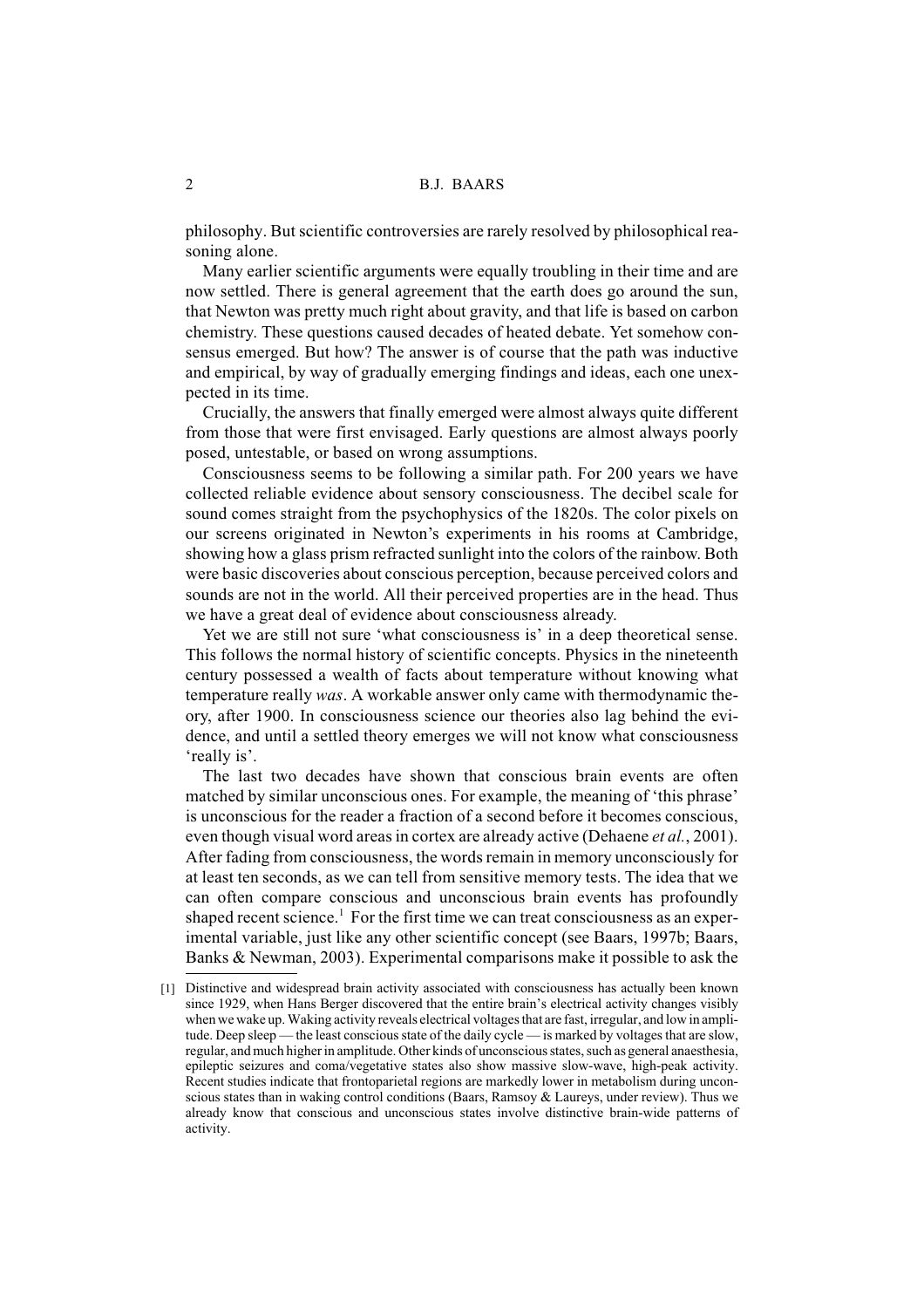philosophy. But scientific controversies are rarely resolved by philosophical reasoning alone.

Many earlier scientific arguments were equally troubling in their time and are now settled. There is general agreement that the earth does go around the sun, that Newton was pretty much right about gravity, and that life is based on carbon chemistry. These questions caused decades of heated debate. Yet somehow consensus emerged. But how? The answer is of course that the path was inductive and empirical, by way of gradually emerging findings and ideas, each one unexpected in its time.

Crucially, the answers that finally emerged were almost always quite different from those that were first envisaged. Early questions are almost always poorly posed, untestable, or based on wrong assumptions.

Consciousness seems to be following a similar path. For 200 years we have collected reliable evidence about sensory consciousness. The decibel scale for sound comes straight from the psychophysics of the 1820s. The color pixels on our screens originated in Newton's experiments in his rooms at Cambridge, showing how a glass prism refracted sunlight into the colors of the rainbow. Both were basic discoveries about conscious perception, because perceived colors and sounds are not in the world. All their perceived properties are in the head. Thus we have a great deal of evidence about consciousness already.

Yet we are still not sure 'what consciousness is' in a deep theoretical sense. This follows the normal history of scientific concepts. Physics in the nineteenth century possessed a wealth of facts about temperature without knowing what temperature really *was*. A workable answer only came with thermodynamic theory, after 1900. In consciousness science our theories also lag behind the evidence, and until a settled theory emerges we will not know what consciousness 'really is'.

The last two decades have shown that conscious brain events are often matched by similar unconscious ones. For example, the meaning of 'this phrase' is unconscious for the reader a fraction of a second before it becomes conscious, even though visual word areas in cortex are already active (Dehaene *et al.*, 2001). After fading from consciousness, the words remain in memory unconsciously for at least ten seconds, as we can tell from sensitive memory tests. The idea that we can often compare conscious and unconscious brain events has profoundly shaped recent science.[1] For the first time we can treat consciousness as an experimental variable, just like any other scientific concept (see Baars, 1997b; Baars, Banks & Newman, 2003). Experimental comparisons make it possible to ask the

[1] Distinctive and widespread brain activity associated with consciousness has actually been known since 1929, when Hans Berger discovered that the entire brain's electrical activity changes visibly when we wake up. Waking activity reveals electrical voltages that are fast, irregular, and low in amplitude. Deep sleep — the least conscious state of the daily cycle — is marked by voltages that are slow, regular, and much higher in amplitude. Other kinds of unconscious states, such as general anaesthesia, epileptic seizures and coma/vegetative states also show massive slow-wave, high-peak activity. Recent studies indicate that frontoparietal regions are markedly lower in metabolism during unconscious states than in waking control conditions (Baars, Ramsoy & Laureys, under review). Thus we already know that conscious and unconscious states involve distinctive brain-wide patterns of activity.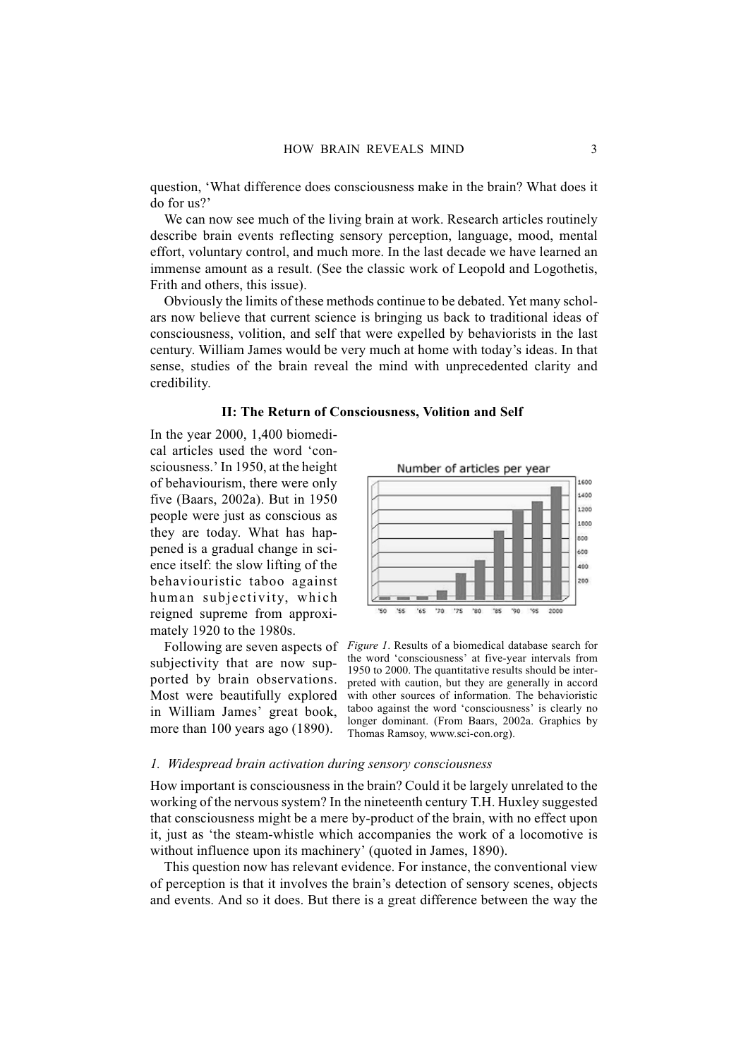question, 'What difference does consciousness make in the brain? What does it do for us?'

We can now see much of the living brain at work. Research articles routinely describe brain events reflecting sensory perception, language, mood, mental effort, voluntary control, and much more. In the last decade we have learned an immense amount as a result. (See the classic work of Leopold and Logothetis, Frith and others, this issue).

Obviously the limits of these methods continue to be debated. Yet many scholars now believe that current science is bringing us back to traditional ideas of consciousness, volition, and self that were expelled by behaviorists in the last century. William James would be very much at home with today's ideas. In that sense, studies of the brain reveal the mind with unprecedented clarity and credibility.

### II: The Return of Consciousness, Volition and Self

In the year 2000, 1,400 biomedical articles used the word 'consciousness.' In 1950, at the height of behaviourism, there were only five (Baars, 2002a). But in 1950 people were just as conscious as they are today. What has happened is a gradual change in science itself: the slow lifting of the behaviouristic taboo against human subjectivity, which reigned supreme from approximately 1920 to the 1980s.

Number of articles per year

1600
1400
1200
1000
800
600
400
200

'50 '55 '65 '70 '75 '80 '85 '90 '95 2000

*Figure 1*. Results of a biomedical database search for the word 'consciousness' at five-year intervals from 1950 to 2000. The quantitative results should be interpreted with caution, but they are generally in accord with other sources of information. The behavioristic taboo against the word 'consciousness' is clearly no longer dominant. (From Baars, 2002a. Graphics by Thomas Ramsoy, www.sci-con.org).

Following are seven aspects of subjectivity that are now supported by brain observations. Most were beautifully explored in William James' great book, more than 100 years ago (1890).

*1. Widespread brain activation during sensory consciousness*

How important is consciousness in the brain? Could it be largely unrelated to the working of the nervous system? In the nineteenth century T.H. Huxley suggested that consciousness might be a mere by-product of the brain, with no effect upon it, just as 'the steam-whistle which accompanies the work of a locomotive is without influence upon its machinery' (quoted in James, 1890).

This question now has relevant evidence. For instance, the conventional view of perception is that it involves the brain's detection of sensory scenes, objects and events. And so it does. But there is a great difference between the way the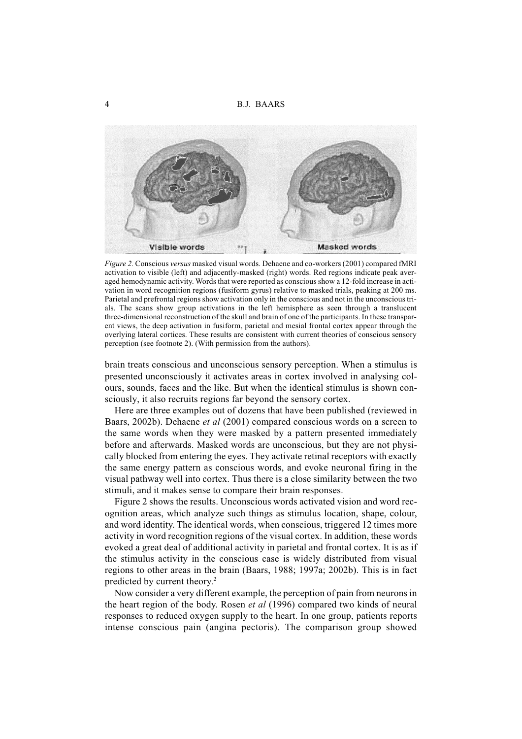Visible words

Masked words

*Figure 2.* Conscious *versus* masked visual words. Dehaene and co-workers (2001) compared fMRI activation to visible (left) and adjacently-masked (right) words. Red regions indicate peak averaged hemodynamic activity. Words that were reported as conscious show a 12-fold increase in activation in word recognition regions (fusiform gyrus) relative to masked trials, peaking at 200 ms. Parietal and prefrontal regions show activation only in the conscious and not in the unconscious trials. The scans show group activations in the left hemisphere as seen through a translucent three-dimensional reconstruction of the skull and brain of one of the participants. In these transparent views, the deep activation in fusiform, parietal and mesial frontal cortex appear through the overlying lateral cortices. These results are consistent with current theories of conscious sensory perception (see footnote 2). (With permission from the authors).

brain treats conscious and unconscious sensory perception. When a stimulus is presented unconsciously it activates areas in cortex involved in analysing colours, sounds, faces and the like. But when the identical stimulus is shown consciously, it also recruits regions far beyond the sensory cortex.

Here are three examples out of dozens that have been published (reviewed in Baars, 2002b). Dehaene *et al* (2001) compared conscious words on a screen to the same words when they were masked by a pattern presented immediately before and afterwards. Masked words are unconscious, but they are not physically blocked from entering the eyes. They activate retinal receptors with exactly the same energy pattern as conscious words, and evoke neuronal firing in the visual pathway well into cortex. Thus there is a close similarity between the two stimuli, and it makes sense to compare their brain responses.

Figure 2 shows the results. Unconscious words activated vision and word recognition areas, which analyze such things as stimulus location, shape, colour, and word identity. The identical words, when conscious, triggered 12 times more activity in word recognition regions of the visual cortex. In addition, these words evoked a great deal of additional activity in parietal and frontal cortex. It is as if the stimulus activity in the conscious case is widely distributed from visual regions to other areas in the brain (Baars, 1988; 1997a; 2002b). This is in fact predicted by current theory.[2]

Now consider a very different example, the perception of pain from neurons in the heart region of the body. Rosen *et al* (1996) compared two kinds of neural responses to reduced oxygen supply to the heart. In one group, patients reports intense conscious pain (angina pectoris). The comparison group showed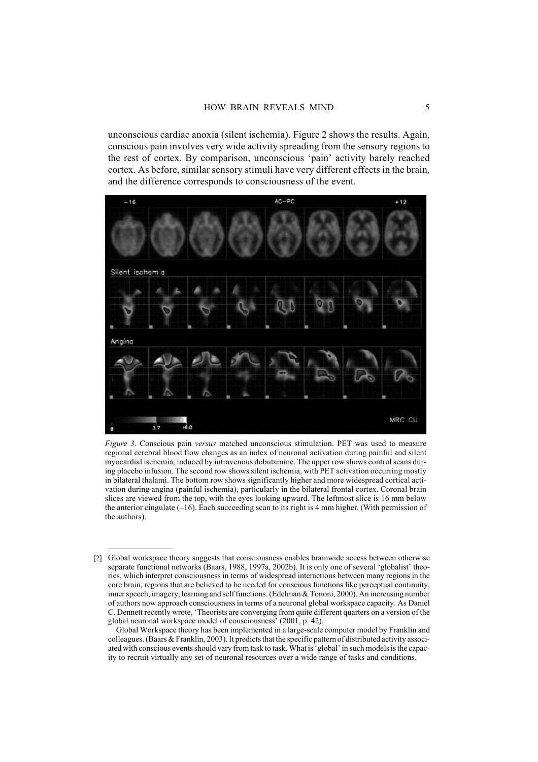unconscious cardiac anoxia (silent ischemia). Figure 2 shows the results. Again, conscious pain involves very wide activity spreading from the sensory regions to the rest of cortex. By comparison, unconscious 'pain' activity barely reached cortex. As before, similar sensory stimuli have very different effects in the brain, and the difference corresponds to consciousness of the event.

−16

AC−PC

+12

Silent ischemia

Angina

0

3.7

>6.0

MRC CU

*Figure 3*. Conscious pain *versus* matched unconscious stimulation. PET was used to measure regional cerebral blood flow changes as an index of neuronal activation during painful and silent myocardial ischemia, induced by intravenous dobutamine. The upper row shows control scans during placebo infusion. The second row shows silent ischemia, with PET activation occurring mostly in bilateral thalami. The bottom row shows significantly higher and more widespread cortical activation during angina (painful ischemia), particularly in the bilateral frontal cortex. Coronal brain slices are viewed from the top, with the eyes looking upward. The leftmost slice is 16 mm below the anterior cingulate (–16). Each succeeding scan to its right is 4 mm higher. (With permission of the authors).

---

[2] Global workspace theory suggests that consciousness enables brainwide access between otherwise separate functional networks (Baars, 1988, 1997a, 2002b). It is only one of several 'globalist' theories, which interpret consciousness in terms of widespread interactions between many regions in the core brain, regions that are believed to be needed for conscious functions like perceptual continuity, inner speech, imagery, learning and self functions. (Edelman & Tononi, 2000). An increasing number of authors now approach consciousness in terms of a neuronal global workspace capacity. As Daniel C. Dennett recently wrote, 'Theorists are converging from quite different quarters on a version of the global neuronal workspace model of consciousness' (2001, p. 42).

Global Workspace theory has been implemented in a large-scale computer model by Franklin and colleagues. (Baars & Franklin, 2003). It predicts that the specific pattern of distributed activity associated with conscious events should vary from task to task. What is 'global' in such models is the capacity to recruit virtually any set of neuronal resources over a wide range of tasks and conditions.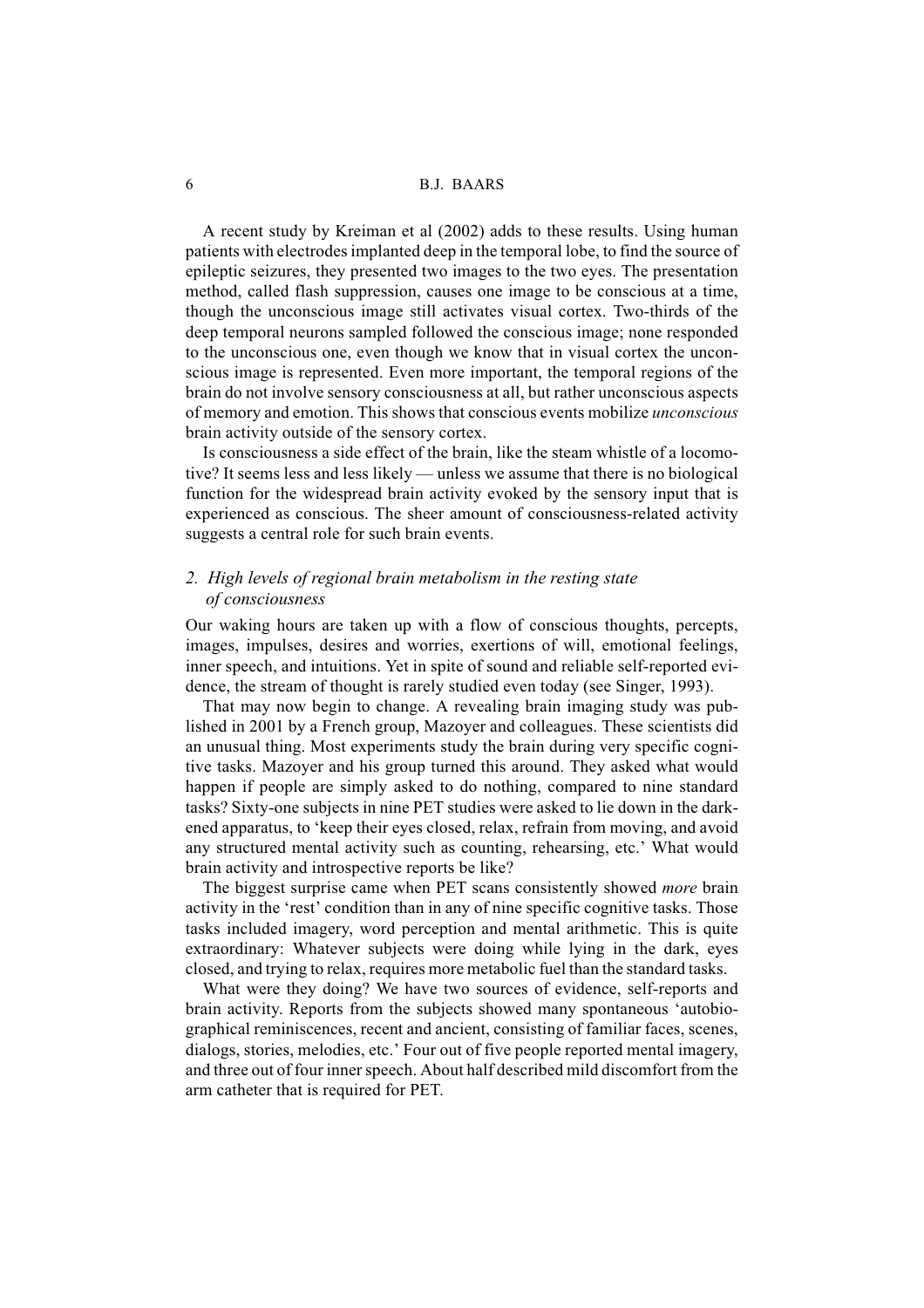A recent study by Kreiman et al (2002) adds to these results. Using human patients with electrodes implanted deep in the temporal lobe, to find the source of epileptic seizures, they presented two images to the two eyes. The presentation method, called flash suppression, causes one image to be conscious at a time, though the unconscious image still activates visual cortex. Two-thirds of the deep temporal neurons sampled followed the conscious image; none responded to the unconscious one, even though we know that in visual cortex the unconscious image is represented. Even more important, the temporal regions of the brain do not involve sensory consciousness at all, but rather unconscious aspects of memory and emotion. This shows that conscious events mobilize *unconscious* brain activity outside of the sensory cortex.

Is consciousness a side effect of the brain, like the steam whistle of a locomotive? It seems less and less likely — unless we assume that there is no biological function for the widespread brain activity evoked by the sensory input that is experienced as conscious. The sheer amount of consciousness-related activity suggests a central role for such brain events.

## *2. High levels of regional brain metabolism in the resting state of consciousness*

Our waking hours are taken up with a flow of conscious thoughts, percepts, images, impulses, desires and worries, exertions of will, emotional feelings, inner speech, and intuitions. Yet in spite of sound and reliable self-reported evidence, the stream of thought is rarely studied even today (see Singer, 1993).

That may now begin to change. A revealing brain imaging study was published in 2001 by a French group, Mazoyer and colleagues. These scientists did an unusual thing. Most experiments study the brain during very specific cognitive tasks. Mazoyer and his group turned this around. They asked what would happen if people are simply asked to do nothing, compared to nine standard tasks? Sixty-one subjects in nine PET studies were asked to lie down in the darkened apparatus, to 'keep their eyes closed, relax, refrain from moving, and avoid any structured mental activity such as counting, rehearsing, etc.' What would brain activity and introspective reports be like?

The biggest surprise came when PET scans consistently showed *more* brain activity in the 'rest' condition than in any of nine specific cognitive tasks. Those tasks included imagery, word perception and mental arithmetic. This is quite extraordinary: Whatever subjects were doing while lying in the dark, eyes closed, and trying to relax, requires more metabolic fuel than the standard tasks.

What were they doing? We have two sources of evidence, self-reports and brain activity. Reports from the subjects showed many spontaneous 'autobiographical reminiscences, recent and ancient, consisting of familiar faces, scenes, dialogs, stories, melodies, etc.' Four out of five people reported mental imagery, and three out of four inner speech. About half described mild discomfort from the arm catheter that is required for PET.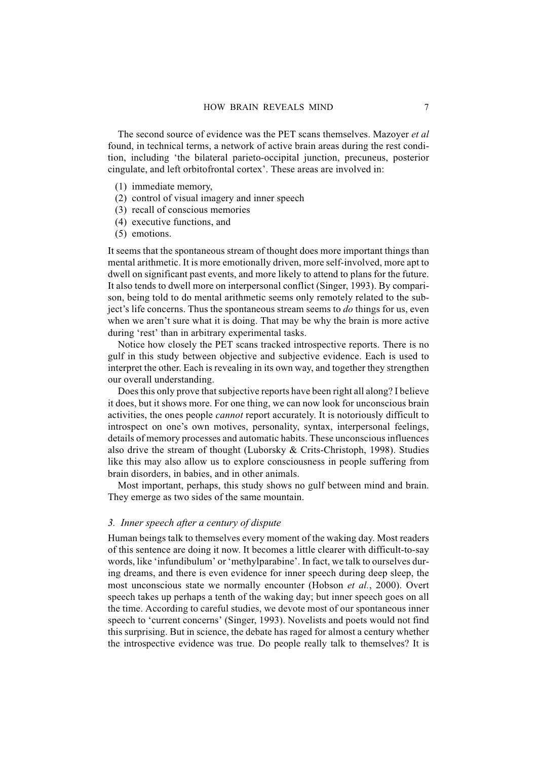The second source of evidence was the PET scans themselves. Mazoyer *et al* found, in technical terms, a network of active brain areas during the rest condition, including 'the bilateral parieto-occipital junction, precuneus, posterior cingulate, and left orbitofrontal cortex'. These areas are involved in:

(1) immediate memory,
(2) control of visual imagery and inner speech
(3) recall of conscious memories
(4) executive functions, and
(5) emotions.

It seems that the spontaneous stream of thought does more important things than mental arithmetic. It is more emotionally driven, more self-involved, more apt to dwell on significant past events, and more likely to attend to plans for the future. It also tends to dwell more on interpersonal conflict (Singer, 1993). By comparison, being told to do mental arithmetic seems only remotely related to the subject's life concerns. Thus the spontaneous stream seems to *do* things for us, even when we aren't sure what it is doing. That may be why the brain is more active during 'rest' than in arbitrary experimental tasks.

Notice how closely the PET scans tracked introspective reports. There is no gulf in this study between objective and subjective evidence. Each is used to interpret the other. Each is revealing in its own way, and together they strengthen our overall understanding.

Does this only prove that subjective reports have been right all along? I believe it does, but it shows more. For one thing, we can now look for unconscious brain activities, the ones people *cannot* report accurately. It is notoriously difficult to introspect on one's own motives, personality, syntax, interpersonal feelings, details of memory processes and automatic habits. These unconscious influences also drive the stream of thought (Luborsky & Crits-Christoph, 1998). Studies like this may also allow us to explore consciousness in people suffering from brain disorders, in babies, and in other animals.

Most important, perhaps, this study shows no gulf between mind and brain. They emerge as two sides of the same mountain.

### *3. Inner speech after a century of dispute*

Human beings talk to themselves every moment of the waking day. Most readers of this sentence are doing it now. It becomes a little clearer with difficult-to-say words, like 'infundibulum' or 'methylparabine'. In fact, we talk to ourselves during dreams, and there is even evidence for inner speech during deep sleep, the most unconscious state we normally encounter (Hobson *et al.*, 2000). Overt speech takes up perhaps a tenth of the waking day; but inner speech goes on all the time. According to careful studies, we devote most of our spontaneous inner speech to 'current concerns' (Singer, 1993). Novelists and poets would not find this surprising. But in science, the debate has raged for almost a century whether the introspective evidence was true. Do people really talk to themselves? It is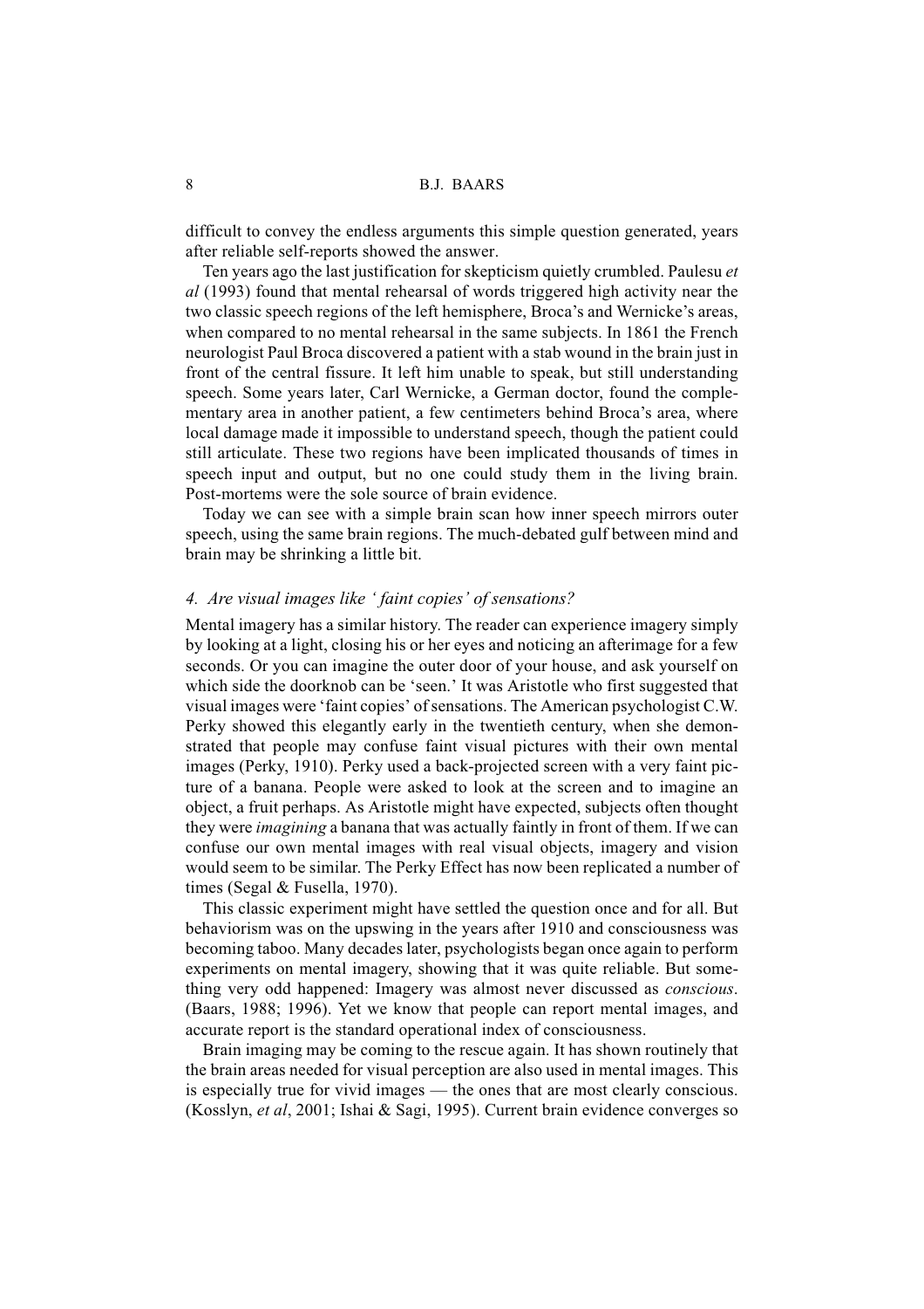difficult to convey the endless arguments this simple question generated, years after reliable self-reports showed the answer.

Ten years ago the last justification for skepticism quietly crumbled. Paulesu *et al* (1993) found that mental rehearsal of words triggered high activity near the two classic speech regions of the left hemisphere, Broca's and Wernicke's areas, when compared to no mental rehearsal in the same subjects. In 1861 the French neurologist Paul Broca discovered a patient with a stab wound in the brain just in front of the central fissure. It left him unable to speak, but still understanding speech. Some years later, Carl Wernicke, a German doctor, found the complementary area in another patient, a few centimeters behind Broca's area, where local damage made it impossible to understand speech, though the patient could still articulate. These two regions have been implicated thousands of times in speech input and output, but no one could study them in the living brain. Post-mortems were the sole source of brain evidence.

Today we can see with a simple brain scan how inner speech mirrors outer speech, using the same brain regions. The much-debated gulf between mind and brain may be shrinking a little bit.

### *4. Are visual images like 'faint copies' of sensations?*

Mental imagery has a similar history. The reader can experience imagery simply by looking at a light, closing his or her eyes and noticing an afterimage for a few seconds. Or you can imagine the outer door of your house, and ask yourself on which side the doorknob can be 'seen.' It was Aristotle who first suggested that visual images were 'faint copies' of sensations. The American psychologist C.W. Perky showed this elegantly early in the twentieth century, when she demonstrated that people may confuse faint visual pictures with their own mental images (Perky, 1910). Perky used a back-projected screen with a very faint picture of a banana. People were asked to look at the screen and to imagine an object, a fruit perhaps. As Aristotle might have expected, subjects often thought they were *imagining* a banana that was actually faintly in front of them. If we can confuse our own mental images with real visual objects, imagery and vision would seem to be similar. The Perky Effect has now been replicated a number of times (Segal & Fusella, 1970).

This classic experiment might have settled the question once and for all. But behaviorism was on the upswing in the years after 1910 and consciousness was becoming taboo. Many decades later, psychologists began once again to perform experiments on mental imagery, showing that it was quite reliable. But something very odd happened: Imagery was almost never discussed as *conscious*. (Baars, 1988; 1996). Yet we know that people can report mental images, and accurate report is the standard operational index of consciousness.

Brain imaging may be coming to the rescue again. It has shown routinely that the brain areas needed for visual perception are also used in mental images. This is especially true for vivid images — the ones that are most clearly conscious. (Kosslyn, *et al*, 2001; Ishai & Sagi, 1995). Current brain evidence converges so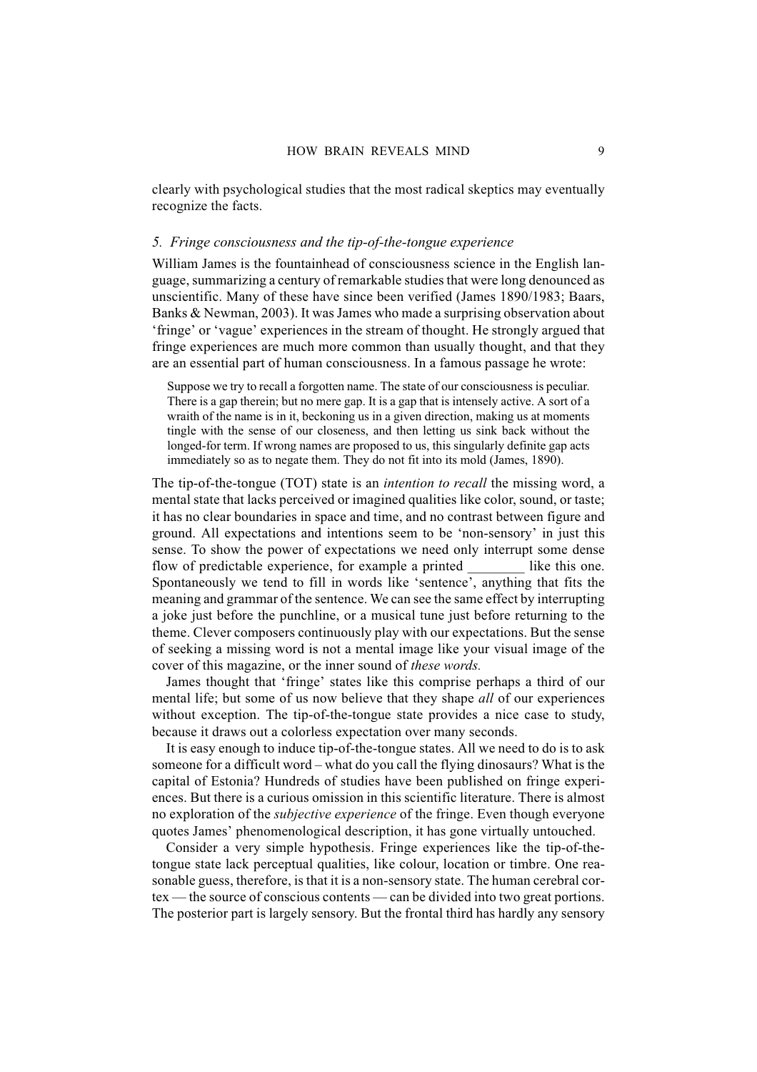clearly with psychological studies that the most radical skeptics may eventually recognize the facts.

### *5. Fringe consciousness and the tip-of-the-tongue experience*

William James is the fountainhead of consciousness science in the English language, summarizing a century of remarkable studies that were long denounced as unscientific. Many of these have since been verified (James 1890/1983; Baars, Banks & Newman, 2003). It was James who made a surprising observation about 'fringe' or 'vague' experiences in the stream of thought. He strongly argued that fringe experiences are much more common than usually thought, and that they are an essential part of human consciousness. In a famous passage he wrote:

> Suppose we try to recall a forgotten name. The state of our consciousness is peculiar. There is a gap therein; but no mere gap. It is a gap that is intensely active. A sort of a wraith of the name is in it, beckoning us in a given direction, making us at moments tingle with the sense of our closeness, and then letting us sink back without the longed-for term. If wrong names are proposed to us, this singularly definite gap acts immediately so as to negate them. They do not fit into its mold (James, 1890).

The tip-of-the-tongue (TOT) state is an *intention to recall* the missing word, a mental state that lacks perceived or imagined qualities like color, sound, or taste; it has no clear boundaries in space and time, and no contrast between figure and ground. All expectations and intentions seem to be 'non-sensory' in just this sense. To show the power of expectations we need only interrupt some dense flow of predictable experience, for example a printed ________ like this one. Spontaneously we tend to fill in words like 'sentence', anything that fits the meaning and grammar of the sentence. We can see the same effect by interrupting a joke just before the punchline, or a musical tune just before returning to the theme. Clever composers continuously play with our expectations. But the sense of seeking a missing word is not a mental image like your visual image of the cover of this magazine, or the inner sound of *these words.*

James thought that 'fringe' states like this comprise perhaps a third of our mental life; but some of us now believe that they shape *all* of our experiences without exception. The tip-of-the-tongue state provides a nice case to study, because it draws out a colorless expectation over many seconds.

It is easy enough to induce tip-of-the-tongue states. All we need to do is to ask someone for a difficult word – what do you call the flying dinosaurs? What is the capital of Estonia? Hundreds of studies have been published on fringe experiences. But there is a curious omission in this scientific literature. There is almost no exploration of the *subjective experience* of the fringe. Even though everyone quotes James' phenomenological description, it has gone virtually untouched.

Consider a very simple hypothesis. Fringe experiences like the tip-of-the-tongue state lack perceptual qualities, like colour, location or timbre. One reasonable guess, therefore, is that it is a non-sensory state. The human cerebral cortex — the source of conscious contents — can be divided into two great portions. The posterior part is largely sensory. But the frontal third has hardly any sensory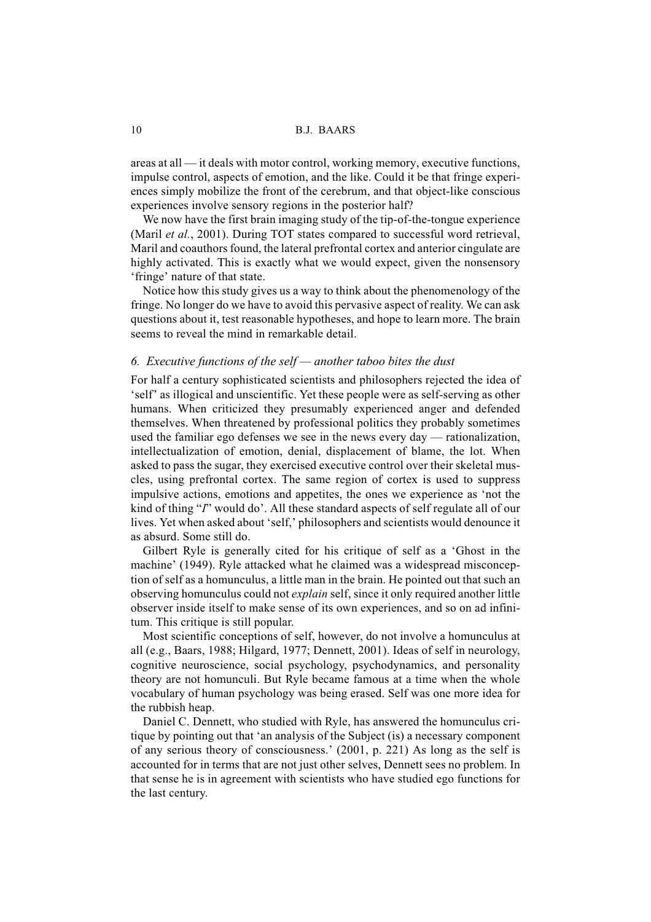areas at all — it deals with motor control, working memory, executive functions, impulse control, aspects of emotion, and the like. Could it be that fringe experiences simply mobilize the front of the cerebrum, and that object-like conscious experiences involve sensory regions in the posterior half?

We now have the first brain imaging study of the tip-of-the-tongue experience (Maril *et al.*, 2001). During TOT states compared to successful word retrieval, Maril and coauthors found, the lateral prefrontal cortex and anterior cingulate are highly activated. This is exactly what we would expect, given the nonsensory 'fringe' nature of that state.

Notice how this study gives us a way to think about the phenomenology of the fringe. No longer do we have to avoid this pervasive aspect of reality. We can ask questions about it, test reasonable hypotheses, and hope to learn more. The brain seems to reveal the mind in remarkable detail.

## *6. Executive functions of the self — another taboo bites the dust*

For half a century sophisticated scientists and philosophers rejected the idea of 'self' as illogical and unscientific. Yet these people were as self-serving as other humans. When criticized they presumably experienced anger and defended themselves. When threatened by professional politics they probably sometimes used the familiar ego defenses we see in the news every day — rationalization, intellectualization of emotion, denial, displacement of blame, the lot. When asked to pass the sugar, they exercised executive control over their skeletal muscles, using prefrontal cortex. The same region of cortex is used to suppress impulsive actions, emotions and appetites, the ones we experience as 'not the kind of thing "*I*" would do'. All these standard aspects of self regulate all of our lives. Yet when asked about 'self,' philosophers and scientists would denounce it as absurd. Some still do.

Gilbert Ryle is generally cited for his critique of self as a 'Ghost in the machine' (1949). Ryle attacked what he claimed was a widespread misconception of self as a homunculus, a little man in the brain. He pointed out that such an observing homunculus could not *explain* self, since it only required another little observer inside itself to make sense of its own experiences, and so on ad infinitum. This critique is still popular.

Most scientific conceptions of self, however, do not involve a homunculus at all (e.g., Baars, 1988; Hilgard, 1977; Dennett, 2001). Ideas of self in neurology, cognitive neuroscience, social psychology, psychodynamics, and personality theory are not homunculi. But Ryle became famous at a time when the whole vocabulary of human psychology was being erased. Self was one more idea for the rubbish heap.

Daniel C. Dennett, who studied with Ryle, has answered the homunculus critique by pointing out that 'an analysis of the Subject (is) a necessary component of any serious theory of consciousness.' (2001, p. 221) As long as the self is accounted for in terms that are not just other selves, Dennett sees no problem. In that sense he is in agreement with scientists who have studied ego functions for the last century.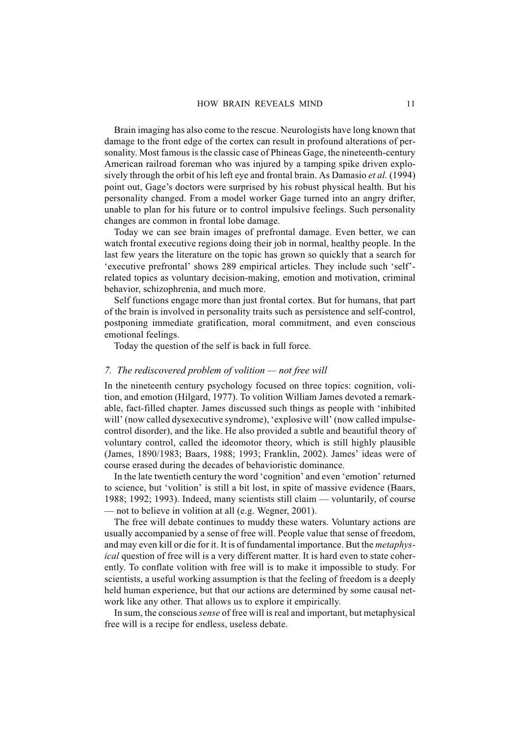Brain imaging has also come to the rescue. Neurologists have long known that damage to the front edge of the cortex can result in profound alterations of personality. Most famous is the classic case of Phineas Gage, the nineteenth-century American railroad foreman who was injured by a tamping spike driven explosively through the orbit of his left eye and frontal brain. As Damasio *et al.* (1994) point out, Gage's doctors were surprised by his robust physical health. But his personality changed. From a model worker Gage turned into an angry drifter, unable to plan for his future or to control impulsive feelings. Such personality changes are common in frontal lobe damage.

Today we can see brain images of prefrontal damage. Even better, we can watch frontal executive regions doing their job in normal, healthy people. In the last few years the literature on the topic has grown so quickly that a search for 'executive prefrontal' shows 289 empirical articles. They include such 'self'-related topics as voluntary decision-making, emotion and motivation, criminal behavior, schizophrenia, and much more.

Self functions engage more than just frontal cortex. But for humans, that part of the brain is involved in personality traits such as persistence and self-control, postponing immediate gratification, moral commitment, and even conscious emotional feelings.

Today the question of the self is back in full force.

### *7. The rediscovered problem of volition — not free will*

In the nineteenth century psychology focused on three topics: cognition, volition, and emotion (Hilgard, 1977). To volition William James devoted a remarkable, fact-filled chapter. James discussed such things as people with 'inhibited will' (now called dysexecutive syndrome), 'explosive will' (now called impulse-control disorder), and the like. He also provided a subtle and beautiful theory of voluntary control, called the ideomotor theory, which is still highly plausible (James, 1890/1983; Baars, 1988; 1993; Franklin, 2002). James' ideas were of course erased during the decades of behavioristic dominance.

In the late twentieth century the word 'cognition' and even 'emotion' returned to science, but 'volition' is still a bit lost, in spite of massive evidence (Baars, 1988; 1992; 1993). Indeed, many scientists still claim — voluntarily, of course — not to believe in volition at all (e.g. Wegner, 2001).

The free will debate continues to muddy these waters. Voluntary actions are usually accompanied by a sense of free will. People value that sense of freedom, and may even kill or die for it. It is of fundamental importance. But the *metaphysical* question of free will is a very different matter. It is hard even to state coherently. To conflate volition with free will is to make it impossible to study. For scientists, a useful working assumption is that the feeling of freedom is a deeply held human experience, but that our actions are determined by some causal network like any other. That allows us to explore it empirically.

In sum, the conscious *sense* of free will is real and important, but metaphysical free will is a recipe for endless, useless debate.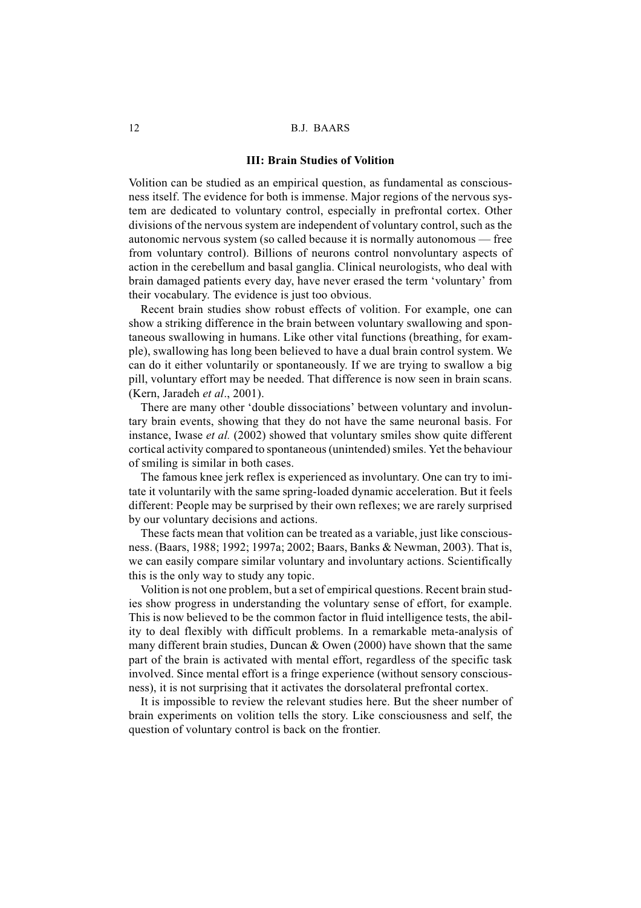### III: Brain Studies of Volition

Volition can be studied as an empirical question, as fundamental as consciousness itself. The evidence for both is immense. Major regions of the nervous system are dedicated to voluntary control, especially in prefrontal cortex. Other divisions of the nervous system are independent of voluntary control, such as the autonomic nervous system (so called because it is normally autonomous — free from voluntary control). Billions of neurons control nonvoluntary aspects of action in the cerebellum and basal ganglia. Clinical neurologists, who deal with brain damaged patients every day, have never erased the term 'voluntary' from their vocabulary. The evidence is just too obvious.

Recent brain studies show robust effects of volition. For example, one can show a striking difference in the brain between voluntary swallowing and spontaneous swallowing in humans. Like other vital functions (breathing, for example), swallowing has long been believed to have a dual brain control system. We can do it either voluntarily or spontaneously. If we are trying to swallow a big pill, voluntary effort may be needed. That difference is now seen in brain scans. (Kern, Jaradeh *et al*., 2001).

There are many other 'double dissociations' between voluntary and involuntary brain events, showing that they do not have the same neuronal basis. For instance, Iwase *et al.* (2002) showed that voluntary smiles show quite different cortical activity compared to spontaneous (unintended) smiles. Yet the behaviour of smiling is similar in both cases.

The famous knee jerk reflex is experienced as involuntary. One can try to imitate it voluntarily with the same spring-loaded dynamic acceleration. But it feels different: People may be surprised by their own reflexes; we are rarely surprised by our voluntary decisions and actions.

These facts mean that volition can be treated as a variable, just like consciousness. (Baars, 1988; 1992; 1997a; 2002; Baars, Banks & Newman, 2003). That is, we can easily compare similar voluntary and involuntary actions. Scientifically this is the only way to study any topic.

Volition is not one problem, but a set of empirical questions. Recent brain studies show progress in understanding the voluntary sense of effort, for example. This is now believed to be the common factor in fluid intelligence tests, the ability to deal flexibly with difficult problems. In a remarkable meta-analysis of many different brain studies, Duncan & Owen (2000) have shown that the same part of the brain is activated with mental effort, regardless of the specific task involved. Since mental effort is a fringe experience (without sensory consciousness), it is not surprising that it activates the dorsolateral prefrontal cortex.

It is impossible to review the relevant studies here. But the sheer number of brain experiments on volition tells the story. Like consciousness and self, the question of voluntary control is back on the frontier.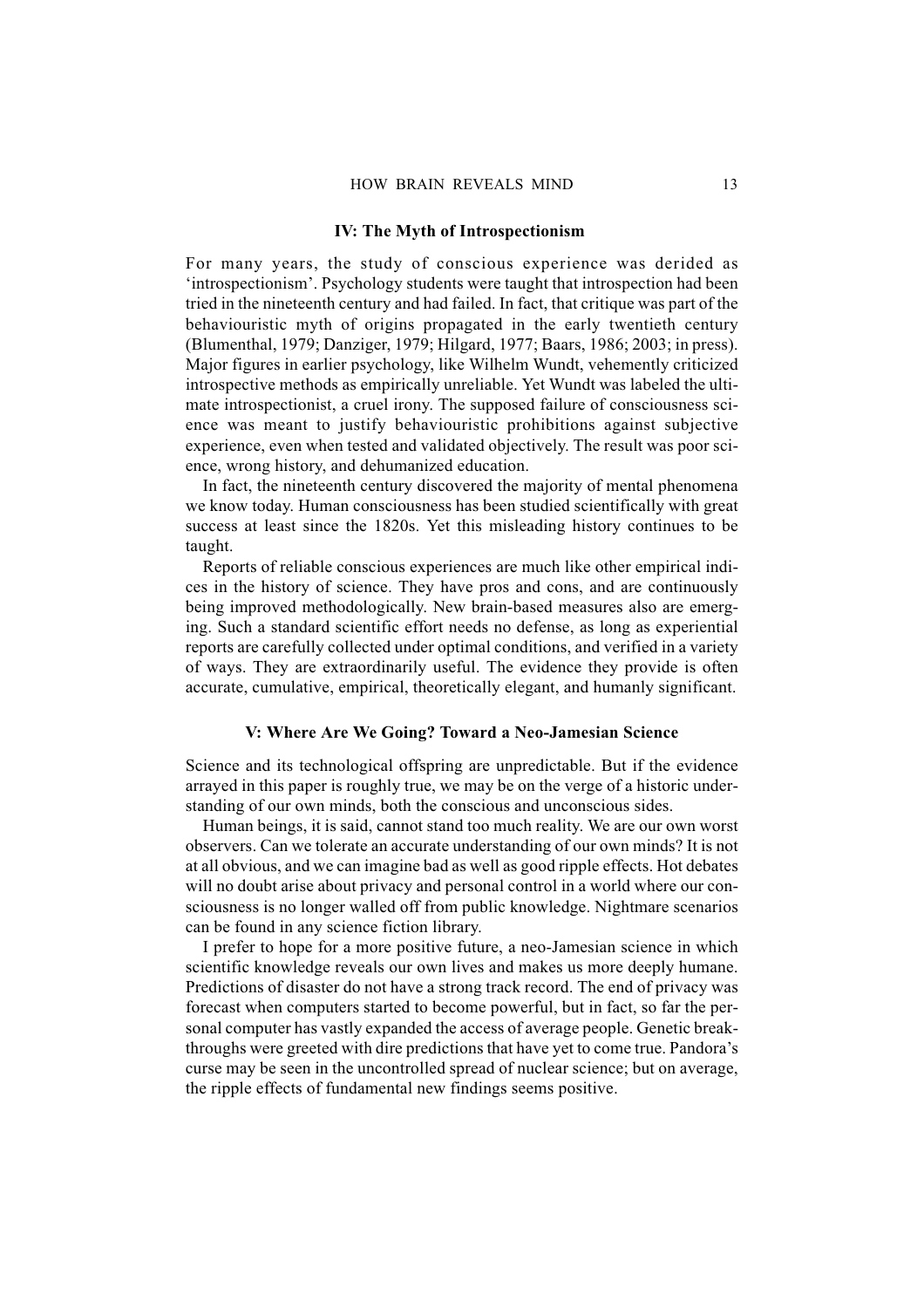## IV: The Myth of Introspectionism

For many years, the study of conscious experience was derided as 'introspectionism'. Psychology students were taught that introspection had been tried in the nineteenth century and had failed. In fact, that critique was part of the behaviouristic myth of origins propagated in the early twentieth century (Blumenthal, 1979; Danziger, 1979; Hilgard, 1977; Baars, 1986; 2003; in press). Major figures in earlier psychology, like Wilhelm Wundt, vehemently criticized introspective methods as empirically unreliable. Yet Wundt was labeled the ultimate introspectionist, a cruel irony. The supposed failure of consciousness science was meant to justify behaviouristic prohibitions against subjective experience, even when tested and validated objectively. The result was poor science, wrong history, and dehumanized education.

In fact, the nineteenth century discovered the majority of mental phenomena we know today. Human consciousness has been studied scientifically with great success at least since the 1820s. Yet this misleading history continues to be taught.

Reports of reliable conscious experiences are much like other empirical indices in the history of science. They have pros and cons, and are continuously being improved methodologically. New brain-based measures also are emerging. Such a standard scientific effort needs no defense, as long as experiential reports are carefully collected under optimal conditions, and verified in a variety of ways. They are extraordinarily useful. The evidence they provide is often accurate, cumulative, empirical, theoretically elegant, and humanly significant.

## V: Where Are We Going? Toward a Neo-Jamesian Science

Science and its technological offspring are unpredictable. But if the evidence arrayed in this paper is roughly true, we may be on the verge of a historic understanding of our own minds, both the conscious and unconscious sides.

Human beings, it is said, cannot stand too much reality. We are our own worst observers. Can we tolerate an accurate understanding of our own minds? It is not at all obvious, and we can imagine bad as well as good ripple effects. Hot debates will no doubt arise about privacy and personal control in a world where our consciousness is no longer walled off from public knowledge. Nightmare scenarios can be found in any science fiction library.

I prefer to hope for a more positive future, a neo-Jamesian science in which scientific knowledge reveals our own lives and makes us more deeply humane. Predictions of disaster do not have a strong track record. The end of privacy was forecast when computers started to become powerful, but in fact, so far the personal computer has vastly expanded the access of average people. Genetic breakthroughs were greeted with dire predictions that have yet to come true. Pandora's curse may be seen in the uncontrolled spread of nuclear science; but on average, the ripple effects of fundamental new findings seems positive.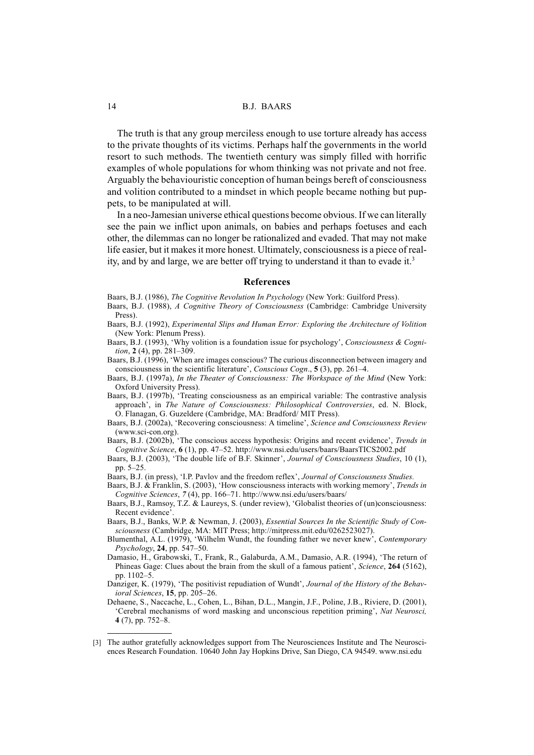The truth is that any group merciless enough to use torture already has access to the private thoughts of its victims. Perhaps half the governments in the world resort to such methods. The twentieth century was simply filled with horrific examples of whole populations for whom thinking was not private and not free. Arguably the behaviouristic conception of human beings bereft of consciousness and volition contributed to a mindset in which people became nothing but puppets, to be manipulated at will.

In a neo-Jamesian universe ethical questions become obvious. If we can literally see the pain we inflict upon animals, on babies and perhaps foetuses and each other, the dilemmas can no longer be rationalized and evaded. That may not make life easier, but it makes it more honest. Ultimately, consciousness is a piece of reality, and by and large, we are better off trying to understand it than to evade it.[3]

## References

Baars, B.J. (1986), *The Cognitive Revolution In Psychology* (New York: Guilford Press).

Baars, B.J. (1988), *A Cognitive Theory of Consciousness* (Cambridge: Cambridge University Press).

Baars, B.J. (1992), *Experimental Slips and Human Error: Exploring the Architecture of Volition* (New York: Plenum Press).

Baars, B.J. (1993), 'Why volition is a foundation issue for psychology', *Consciousness & Cognition*, **2** (4), pp. 281–309.

Baars, B.J. (1996), 'When are images conscious? The curious disconnection between imagery and consciousness in the scientific literature', *Conscious Cogn*., **5** (3), pp. 261–4.

Baars, B.J. (1997a), *In the Theater of Consciousness: The Workspace of the Mind* (New York: Oxford University Press).

Baars, B.J. (1997b), 'Treating consciousness as an empirical variable: The contrastive analysis approach', in *The Nature of Consciousness: Philosophical Controversies*, ed. N. Block, O. Flanagan, G. Guzeldere (Cambridge, MA: Bradford/ MIT Press).

Baars, B.J. (2002a), 'Recovering consciousness: A timeline', *Science and Consciousness Review* (www.sci-con.org).

Baars, B.J. (2002b), 'The conscious access hypothesis: Origins and recent evidence', *Trends in Cognitive Science*, **6** (1), pp. 47–52. http://www.nsi.edu/users/baars/BaarsTICS2002.pdf

Baars, B.J. (2003), 'The double life of B.F. Skinner', *Journal of Consciousness Studies*, 10 (1), pp. 5–25.

Baars, B.J. (in press), 'I.P. Pavlov and the freedom reflex', *Journal of Consciousness Studies.*

Baars, B.J. & Franklin, S. (2003), 'How consciousness interacts with working memory', *Trends in Cognitive Sciences*, *7* (4), pp. 166–71. http://www.nsi.edu/users/baars/

Baars, B.J., Ramsoy, T.Z. & Laureys, S. (under review), 'Globalist theories of (un)consciousness: Recent evidence'.

Baars, B.J., Banks, W.P. & Newman, J. (2003), *Essential Sources In the Scientific Study of Consciousness* (Cambridge, MA: MIT Press; http://mitpress.mit.edu/0262523027).

Blumenthal, A.L. (1979), 'Wilhelm Wundt, the founding father we never knew', *Contemporary Psychology*, **24**, pp. 547–50.

Damasio, H., Grabowski, T., Frank, R., Galaburda, A.M., Damasio, A.R. (1994), 'The return of Phineas Gage: Clues about the brain from the skull of a famous patient', *Science*, **264** (5162), pp. 1102–5.

Danziger, K. (1979), 'The positivist repudiation of Wundt', *Journal of the History of the Behavioral Sciences*, **15**, pp. 205–26.

Dehaene, S., Naccache, L., Cohen, L., Bihan, D.L., Mangin, J.F., Poline, J.B., Riviere, D. (2001), 'Cerebral mechanisms of word masking and unconscious repetition priming', *Nat Neurosci,* **4** (7), pp. 752–8.

[3] The author gratefully acknowledges support from The Neurosciences Institute and The Neurosciences Research Foundation. 10640 John Jay Hopkins Drive, San Diego, CA 94549. www.nsi.edu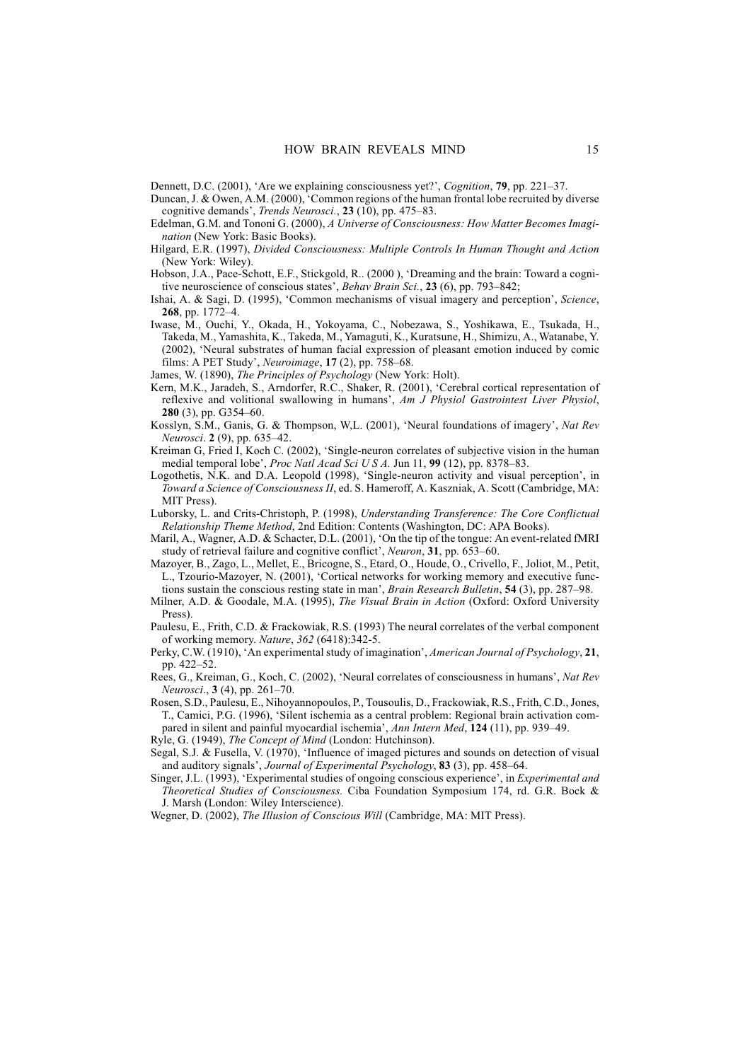Dennett, D.C. (2001), 'Are we explaining consciousness yet?', *Cognition*, **79**, pp. 221–37.

Duncan, J. & Owen, A.M. (2000), 'Common regions of the human frontal lobe recruited by diverse cognitive demands', *Trends Neurosci.*, **23** (10), pp. 475–83.

Edelman, G.M. and Tononi G. (2000), *A Universe of Consciousness: How Matter Becomes Imagination* (New York: Basic Books).

Hilgard, E.R. (1997), *Divided Consciousness: Multiple Controls In Human Thought and Action* (New York: Wiley).

Hobson, J.A., Pace-Schott, E.F., Stickgold, R.. (2000 ), 'Dreaming and the brain: Toward a cognitive neuroscience of conscious states', *Behav Brain Sci.*, **23** (6), pp. 793–842;

Ishai, A. & Sagi, D. (1995), 'Common mechanisms of visual imagery and perception', *Science*, **268**, pp. 1772–4.

Iwase, M., Ouchi, Y., Okada, H., Yokoyama, C., Nobezawa, S., Yoshikawa, E., Tsukada, H., Takeda, M., Yamashita, K., Takeda, M., Yamaguti, K., Kuratsune, H., Shimizu, A., Watanabe, Y. (2002), 'Neural substrates of human facial expression of pleasant emotion induced by comic films: A PET Study', *Neuroimage*, **17** (2), pp. 758–68.

James, W. (1890), *The Principles of Psychology* (New York: Holt).

Kern, M.K., Jaradeh, S., Arndorfer, R.C., Shaker, R. (2001), 'Cerebral cortical representation of reflexive and volitional swallowing in humans', *Am J Physiol Gastrointest Liver Physiol*, **280** (3), pp. G354–60.

Kosslyn, S.M., Ganis, G. & Thompson, W,L. (2001), 'Neural foundations of imagery', *Nat Rev Neurosci*. **2** (9), pp. 635–42.

Kreiman G, Fried I, Koch C. (2002), 'Single-neuron correlates of subjective vision in the human medial temporal lobe', *Proc Natl Acad Sci U S A.* Jun 11, **99** (12), pp. 8378–83.

Logothetis, N.K. and D.A. Leopold (1998), 'Single-neuron activity and visual perception', in *Toward a Science of Consciousness II*, ed. S. Hameroff, A. Kaszniak, A. Scott (Cambridge, MA: MIT Press).

Luborsky, L. and Crits-Christoph, P. (1998), *Understanding Transference: The Core Conflictual Relationship Theme Method*, 2nd Edition: Contents (Washington, DC: APA Books).

Maril, A., Wagner, A.D. & Schacter, D.L. (2001), 'On the tip of the tongue: An event-related fMRI study of retrieval failure and cognitive conflict', *Neuron*, **31**, pp. 653–60.

Mazoyer, B., Zago, L., Mellet, E., Bricogne, S., Etard, O., Houde, O., Crivello, F., Joliot, M., Petit, L., Tzourio-Mazoyer, N. (2001), 'Cortical networks for working memory and executive functions sustain the conscious resting state in man', *Brain Research Bulletin*, **54** (3), pp. 287–98.

Milner, A.D. & Goodale, M.A. (1995), *The Visual Brain in Action* (Oxford: Oxford University Press).

Paulesu, E., Frith, C.D. & Frackowiak, R.S. (1993) The neural correlates of the verbal component of working memory. *Nature*, *362* (6418):342-5.

Perky, C.W. (1910), 'An experimental study of imagination', *American Journal of Psychology*, **21**, pp. 422–52.

Rees, G., Kreiman, G., Koch, C. (2002), 'Neural correlates of consciousness in humans', *Nat Rev Neurosci*., **3** (4), pp. 261–70.

Rosen, S.D., Paulesu, E., Nihoyannopoulos, P., Tousoulis, D., Frackowiak, R.S., Frith, C.D., Jones, T., Camici, P.G. (1996), 'Silent ischemia as a central problem: Regional brain activation compared in silent and painful myocardial ischemia', *Ann Intern Med*, **124** (11), pp. 939–49.

Ryle, G. (1949), *The Concept of Mind* (London: Hutchinson).

Segal, S.J. & Fusella, V. (1970), 'Influence of imaged pictures and sounds on detection of visual and auditory signals', *Journal of Experimental Psychology*, **83** (3), pp. 458–64.

Singer, J.L. (1993), 'Experimental studies of ongoing conscious experience', in *Experimental and Theoretical Studies of Consciousness.* Ciba Foundation Symposium 174, rd. G.R. Bock & J. Marsh (London: Wiley Interscience).

Wegner, D. (2002), *The Illusion of Conscious Will* (Cambridge, MA: MIT Press).